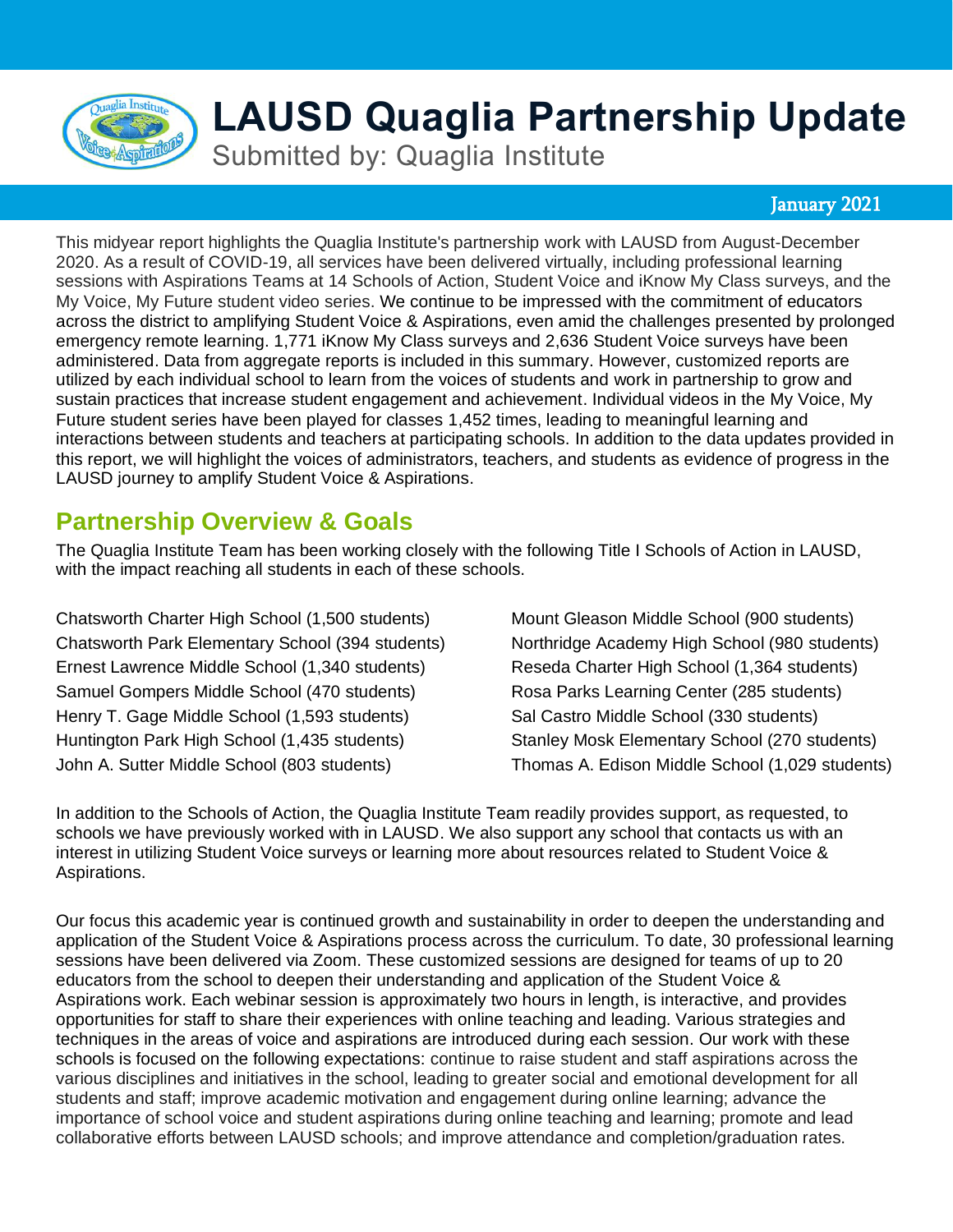# LAUSD Quaglia Partnership Update

Submitted by: Quaglia Institute

January 2021

This midyear report highlights the Quaglia Institute's partnership work with LAUSD from August-December 2020. As a result of COVID-19, all services have been delivered virtually, including professional learning sessions with Aspirations Teams at 14 Schools of Action, Student Voice and iKnow My Class surveys, and the My Voice, My Future student video series. We continue to be impressed with the commitment of educators across the district to amplifying Student Voice & Aspirations, even amid the challenges presented by prolonged emergency remote learning. 1,771 iKnow My Class surveys and 2,636 Student Voice surveys have been administered. Data from aggregate reports is included in this summary. However, customized reports are utilized by each individual school to learn from the voices of students and work in partnership to grow and sustain practices that increase student engagement and achievement. Individual videos in the My Voice, My Future student series have been played for classes 1,452 times, leading to meaningful learning and interactions between students and teachers at participating schools. In addition to the data updates provided in this report, we will highlight the voices of administrators, teachers, and students as evidence of progress in the LAUSD journey to amplify Student Voice & Aspirations.

## Partnership Overview & Goals

The Quaglia Institute Team has been working closely with the following Title I Schools of Action in LAUSD, with the impact reaching all students in each of these schools.

- Chatsworth Charter High School (1,500 students)
- Chatsworth Park Elementary School (394 students)
- Ernest Lawrence Middle School (1,340 students)
- Samuel Gompers Middle School (470 students)
- Henry T. Gage Middle School (1,593 students)
- Huntington Park High School (1,435 students)
- John A. Sutter Middle School (803 students)
- Mount Gleason Middle School (900 students)
- Northridge Academy High School (980 students)
- Reseda Charter High School (1,364 students)
- Rosa Parks Learning Center (285 students)
- Sal Castro Middle School (330 students)
- Stanley Mosk Elementary School (270 students)
- Thomas A. Edison Middle School (1,029 students)

In addition to the Schools of Action, the Quaglia Institute Team readily provides support, as requested, to schools we have previously worked with in LAUSD. We also support any school that contacts us with an interest in utilizing Student Voice surveys or learning more about resources related to Student Voice & Aspirations.

Our focus this academic year is continued growth and sustainability in order to deepen the understanding and application of the Student Voice & Aspirations process across the curriculum. To date, 30 professional learning sessions have been delivered via Zoom. These customized sessions are designed for teams of up to 20 educators from the school to deepen their understanding and application of the Student Voice & Aspirations work. Each webinar session is approximately two hours in length, is interactive, and provides opportunities for staff to share their experiences with online teaching and leading. Various strategies and techniques in the areas of voice and aspirations are introduced during each session. Our work with these schools is focused on the following expectations: continue to raise student and staff aspirations across the various disciplines and initiatives in the school, leading to greater social and emotional development for all students and staff; improve academic motivation and engagement during online learning; advance the importance of school voice and student aspirations during online teaching and learning; promote and lead collaborative efforts between LAUSD schools; and improve attendance and completion/graduation rates.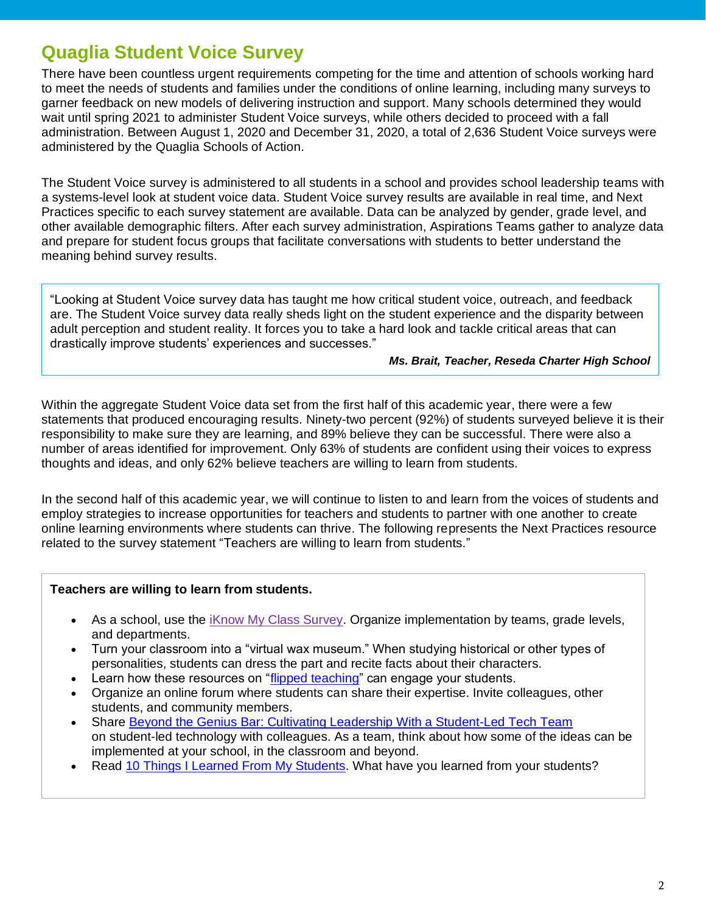## Quaglia Student Voice Survey

There have been countless urgent requirements competing for the time and attention of schools working hard to meet the needs of students and families under the conditions of online learning, including many surveys to garner feedback on new models of delivering instruction and support. Many schools determined they would wait until spring 2021 to administer Student Voice surveys, while others decided to proceed with a fall administration. Between August 1, 2020 and December 31, 2020, a total of 2,636 Student Voice surveys were administered by the Quaglia Schools of Action.

The Student Voice survey is administered to all students in a school and provides school leadership teams with a systems-level look at student voice data. Student Voice survey results are available in real time, and Next Practices specific to each survey statement are available. Data can be analyzed by gender, grade level, and other available demographic filters. After each survey administration, Aspirations Teams gather to analyze data and prepare for student focus groups that facilitate conversations with students to better understand the meaning behind survey results.

> "Looking at Student Voice survey data has taught me how critical student voice, outreach, and feedback are. The Student Voice survey data really sheds light on the student experience and the disparity between adult perception and student reality. It forces you to take a hard look and tackle critical areas that can drastically improve students' experiences and successes."
>
> ***Ms. Brait, Teacher, Reseda Charter High School***

Within the aggregate Student Voice data set from the first half of this academic year, there were a few statements that produced encouraging results. Ninety-two percent (92%) of students surveyed believe it is their responsibility to make sure they are learning, and 89% believe they can be successful. There were also a number of areas identified for improvement. Only 63% of students are confident using their voices to express thoughts and ideas, and only 62% believe teachers are willing to learn from students.

In the second half of this academic year, we will continue to listen to and learn from the voices of students and employ strategies to increase opportunities for teachers and students to partner with one another to create online learning environments where students can thrive. The following represents the Next Practices resource related to the survey statement "Teachers are willing to learn from students."

**Teachers are willing to learn from students.**

- As a school, use the iKnow My Class Survey. Organize implementation by teams, grade levels, and departments.
- Turn your classroom into a "virtual wax museum." When studying historical or other types of personalities, students can dress the part and recite facts about their characters.
- Learn how these resources on "flipped teaching" can engage your students.
- Organize an online forum where students can share their expertise. Invite colleagues, other students, and community members.
- Share Beyond the Genius Bar: Cultivating Leadership With a Student-Led Tech Team on student-led technology with colleagues. As a team, think about how some of the ideas can be implemented at your school, in the classroom and beyond.
- Read 10 Things I Learned From My Students. What have you learned from your students?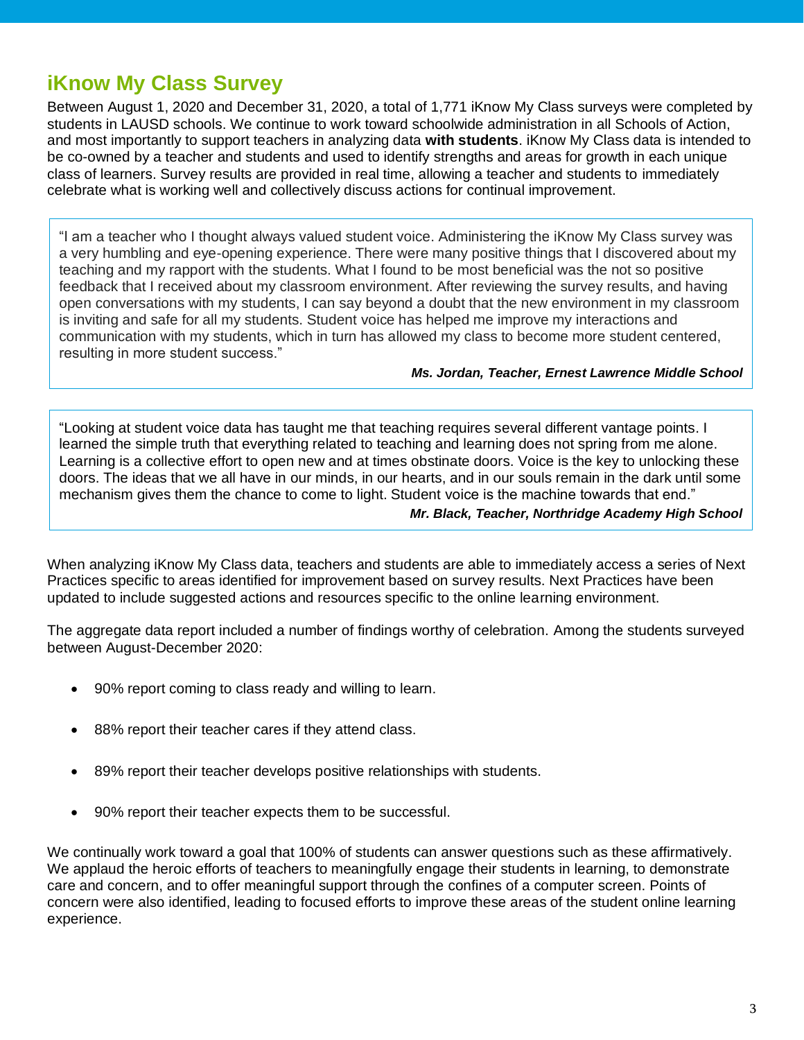## iKnow My Class Survey

Between August 1, 2020 and December 31, 2020, a total of 1,771 iKnow My Class surveys were completed by students in LAUSD schools. We continue to work toward schoolwide administration in all Schools of Action, and most importantly to support teachers in analyzing data **with students**. iKnow My Class data is intended to be co-owned by a teacher and students and used to identify strengths and areas for growth in each unique class of learners. Survey results are provided in real time, allowing a teacher and students to immediately celebrate what is working well and collectively discuss actions for continual improvement.

> "I am a teacher who I thought always valued student voice. Administering the iKnow My Class survey was a very humbling and eye-opening experience. There were many positive things that I discovered about my teaching and my rapport with the students. What I found to be most beneficial was the not so positive feedback that I received about my classroom environment. After reviewing the survey results, and having open conversations with my students, I can say beyond a doubt that the new environment in my classroom is inviting and safe for all my students. Student voice has helped me improve my interactions and communication with my students, which in turn has allowed my class to become more student centered, resulting in more student success."
>
> ***Ms. Jordan, Teacher, Ernest Lawrence Middle School***

> "Looking at student voice data has taught me that teaching requires several different vantage points. I learned the simple truth that everything related to teaching and learning does not spring from me alone. Learning is a collective effort to open new and at times obstinate doors. Voice is the key to unlocking these doors. The ideas that we all have in our minds, in our hearts, and in our souls remain in the dark until some mechanism gives them the chance to come to light. Student voice is the machine towards that end."
>
> ***Mr. Black, Teacher, Northridge Academy High School***

When analyzing iKnow My Class data, teachers and students are able to immediately access a series of Next Practices specific to areas identified for improvement based on survey results. Next Practices have been updated to include suggested actions and resources specific to the online learning environment.

The aggregate data report included a number of findings worthy of celebration. Among the students surveyed between August-December 2020:

- 90% report coming to class ready and willing to learn.
- 88% report their teacher cares if they attend class.
- 89% report their teacher develops positive relationships with students.
- 90% report their teacher expects them to be successful.

We continually work toward a goal that 100% of students can answer questions such as these affirmatively. We applaud the heroic efforts of teachers to meaningfully engage their students in learning, to demonstrate care and concern, and to offer meaningful support through the confines of a computer screen. Points of concern were also identified, leading to focused efforts to improve these areas of the student online learning experience.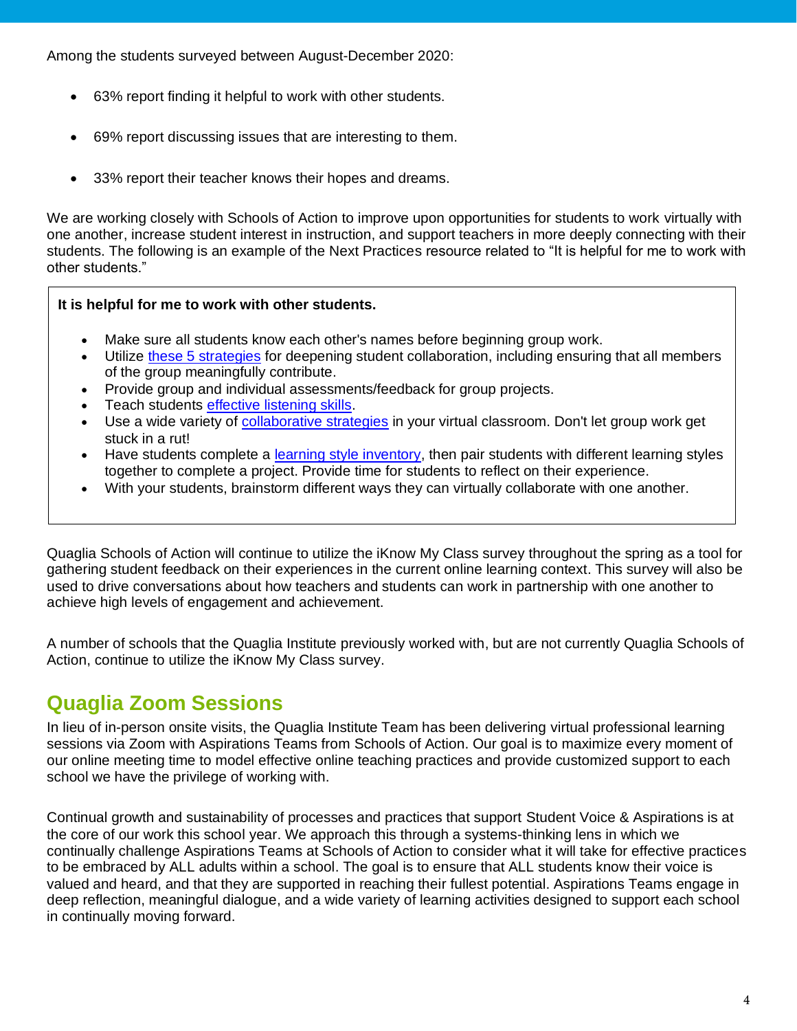Among the students surveyed between August-December 2020:

- 63% report finding it helpful to work with other students.
- 69% report discussing issues that are interesting to them.
- 33% report their teacher knows their hopes and dreams.

We are working closely with Schools of Action to improve upon opportunities for students to work virtually with one another, increase student interest in instruction, and support teachers in more deeply connecting with their students. The following is an example of the Next Practices resource related to "It is helpful for me to work with other students."

**It is helpful for me to work with other students.**

- Make sure all students know each other's names before beginning group work.
- Utilize these 5 strategies for deepening student collaboration, including ensuring that all members of the group meaningfully contribute.
- Provide group and individual assessments/feedback for group projects.
- Teach students effective listening skills.
- Use a wide variety of collaborative strategies in your virtual classroom. Don't let group work get stuck in a rut!
- Have students complete a learning style inventory, then pair students with different learning styles together to complete a project. Provide time for students to reflect on their experience.
- With your students, brainstorm different ways they can virtually collaborate with one another.

Quaglia Schools of Action will continue to utilize the iKnow My Class survey throughout the spring as a tool for gathering student feedback on their experiences in the current online learning context. This survey will also be used to drive conversations about how teachers and students can work in partnership with one another to achieve high levels of engagement and achievement.

A number of schools that the Quaglia Institute previously worked with, but are not currently Quaglia Schools of Action, continue to utilize the iKnow My Class survey.

## Quaglia Zoom Sessions

In lieu of in-person onsite visits, the Quaglia Institute Team has been delivering virtual professional learning sessions via Zoom with Aspirations Teams from Schools of Action. Our goal is to maximize every moment of our online meeting time to model effective online teaching practices and provide customized support to each school we have the privilege of working with.

Continual growth and sustainability of processes and practices that support Student Voice & Aspirations is at the core of our work this school year. We approach this through a systems-thinking lens in which we continually challenge Aspirations Teams at Schools of Action to consider what it will take for effective practices to be embraced by ALL adults within a school. The goal is to ensure that ALL students know their voice is valued and heard, and that they are supported in reaching their fullest potential. Aspirations Teams engage in deep reflection, meaningful dialogue, and a wide variety of learning activities designed to support each school in continually moving forward.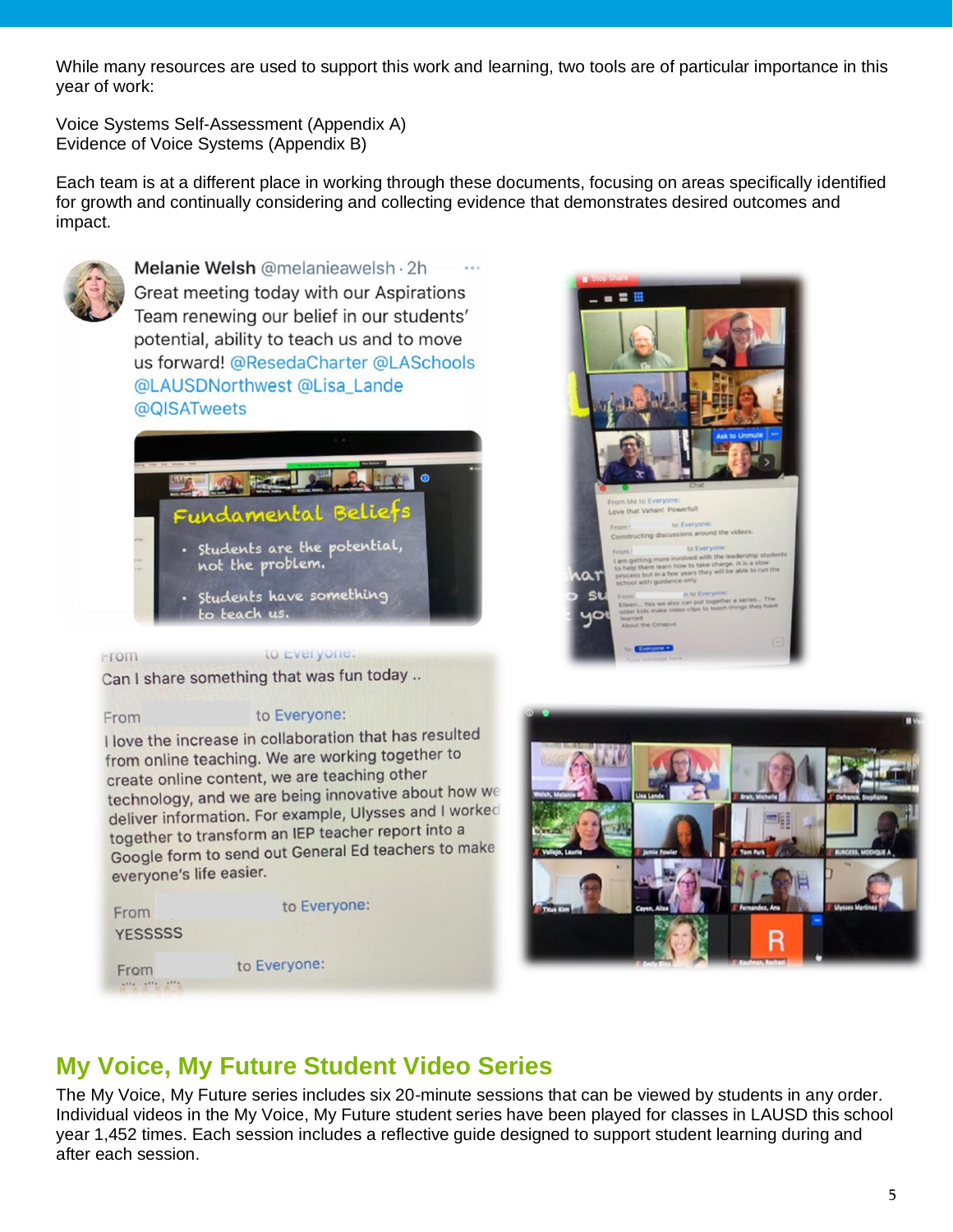While many resources are used to support this work and learning, two tools are of particular importance in this year of work:

Voice Systems Self-Assessment (Appendix A)
Evidence of Voice Systems (Appendix B)

Each team is at a different place in working through these documents, focusing on areas specifically identified for growth and continually considering and collecting evidence that demonstrates desired outcomes and impact.

## My Voice, My Future Student Video Series

The My Voice, My Future series includes six 20-minute sessions that can be viewed by students in any order. Individual videos in the My Voice, My Future student series have been played for classes in LAUSD this school year 1,452 times. Each session includes a reflective guide designed to support student learning during and after each session.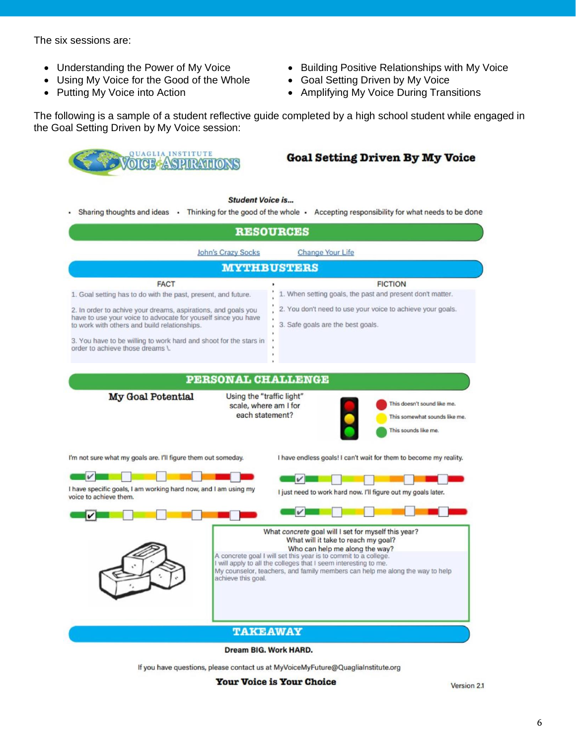The six sessions are:

- Understanding the Power of My Voice
- Using My Voice for the Good of the Whole
- Putting My Voice into Action
- Building Positive Relationships with My Voice
- Goal Setting Driven by My Voice
- Amplifying My Voice During Transitions

The following is a sample of a student reflective guide completed by a high school student while engaged in the Goal Setting Driven by My Voice session:

QUAGLIA INSTITUTE VOICE & ASPIRATIONS

## Goal Setting Driven By My Voice

***Student Voice is...***

- Sharing thoughts and ideas
- Thinking for the good of the whole
- Accepting responsibility for what needs to be done

### RESOURCES

John's Crazy Socks    Change Your Life

### MYTHBUSTERS

| FACT | FICTION |
|---|---|
| 1. Goal setting has to do with the past, present, and future. | 1. When setting goals, the past and present don't matter. |
| 2. In order to achive your dreams, aspirations, and goals you have to use your voice to advocate for youself since you have to work with others and build relationships. | 2. You don't need to use your voice to achieve your goals. |
| 3. You have to be willing to work hard and shoot for the stars in order to achieve those dreams \. | 3. Safe goals are the best goals. |

### PERSONAL CHALLENGE

**My Goal Potential**

Using the "traffic light" scale, where am I for each statement?

- This doesn't sound like me.
- This somewhat sounds like me.
- This sounds like me.

I'm not sure what my goals are. I'll figure them out someday.

I have endless goals! I can't wait for them to become my reality.

I have specific goals, I am working hard now, and I am using my voice to achieve them.

I just need to work hard now. I'll figure out my goals later.

What *concrete* goal will I set for myself this year?
What will it take to reach my goal?
Who can help me along the way?

A concrete goal I will set this year is to commit to a college.
I will apply to all the colleges that I seem interesting to me.
My counselor, teachers, and family members can help me along the way to help achieve this goal.

### TAKEAWAY

**Dream BIG. Work HARD.**

If you have questions, please contact us at MyVoiceMyFuture@QuagliaInstitute.org

**Your Voice is Your Choice**

Version 2.1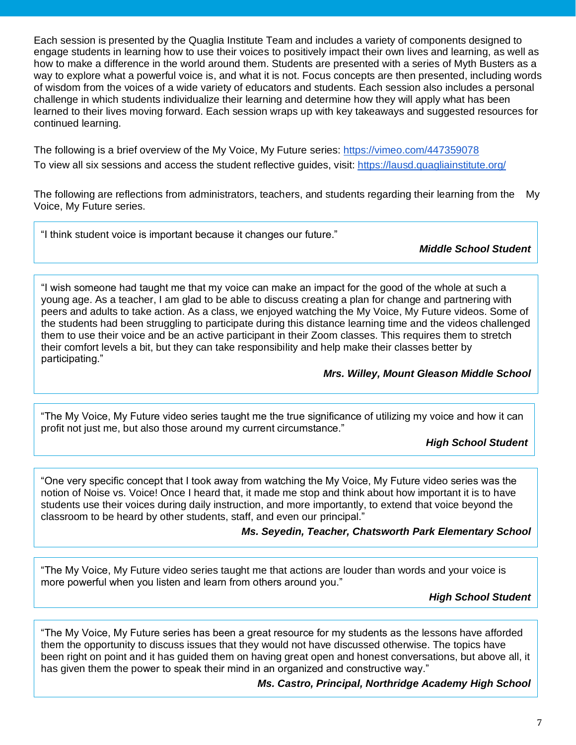Each session is presented by the Quaglia Institute Team and includes a variety of components designed to engage students in learning how to use their voices to positively impact their own lives and learning, as well as how to make a difference in the world around them. Students are presented with a series of Myth Busters as a way to explore what a powerful voice is, and what it is not. Focus concepts are then presented, including words of wisdom from the voices of a wide variety of educators and students. Each session also includes a personal challenge in which students individualize their learning and determine how they will apply what has been learned to their lives moving forward. Each session wraps up with key takeaways and suggested resources for continued learning.

The following is a brief overview of the My Voice, My Future series: https://vimeo.com/447359078

To view all six sessions and access the student reflective guides, visit: https://lausd.quagliainstitute.org/

The following are reflections from administrators, teachers, and students regarding their learning from the My Voice, My Future series.

> "I think student voice is important because it changes our future."
>
> ***Middle School Student***

> "I wish someone had taught me that my voice can make an impact for the good of the whole at such a young age. As a teacher, I am glad to be able to discuss creating a plan for change and partnering with peers and adults to take action. As a class, we enjoyed watching the My Voice, My Future videos. Some of the students had been struggling to participate during this distance learning time and the videos challenged them to use their voice and be an active participant in their Zoom classes. This requires them to stretch their comfort levels a bit, but they can take responsibility and help make their classes better by participating."
>
> ***Mrs. Willey, Mount Gleason Middle School***

> "The My Voice, My Future video series taught me the true significance of utilizing my voice and how it can profit not just me, but also those around my current circumstance."
>
> ***High School Student***

> "One very specific concept that I took away from watching the My Voice, My Future video series was the notion of Noise vs. Voice! Once I heard that, it made me stop and think about how important it is to have students use their voices during daily instruction, and more importantly, to extend that voice beyond the classroom to be heard by other students, staff, and even our principal."
>
> ***Ms. Seyedin, Teacher, Chatsworth Park Elementary School***

> "The My Voice, My Future video series taught me that actions are louder than words and your voice is more powerful when you listen and learn from others around you."
>
> ***High School Student***

> "The My Voice, My Future series has been a great resource for my students as the lessons have afforded them the opportunity to discuss issues that they would not have discussed otherwise. The topics have been right on point and it has guided them on having great open and honest conversations, but above all, it has given them the power to speak their mind in an organized and constructive way."
>
> ***Ms. Castro, Principal, Northridge Academy High School***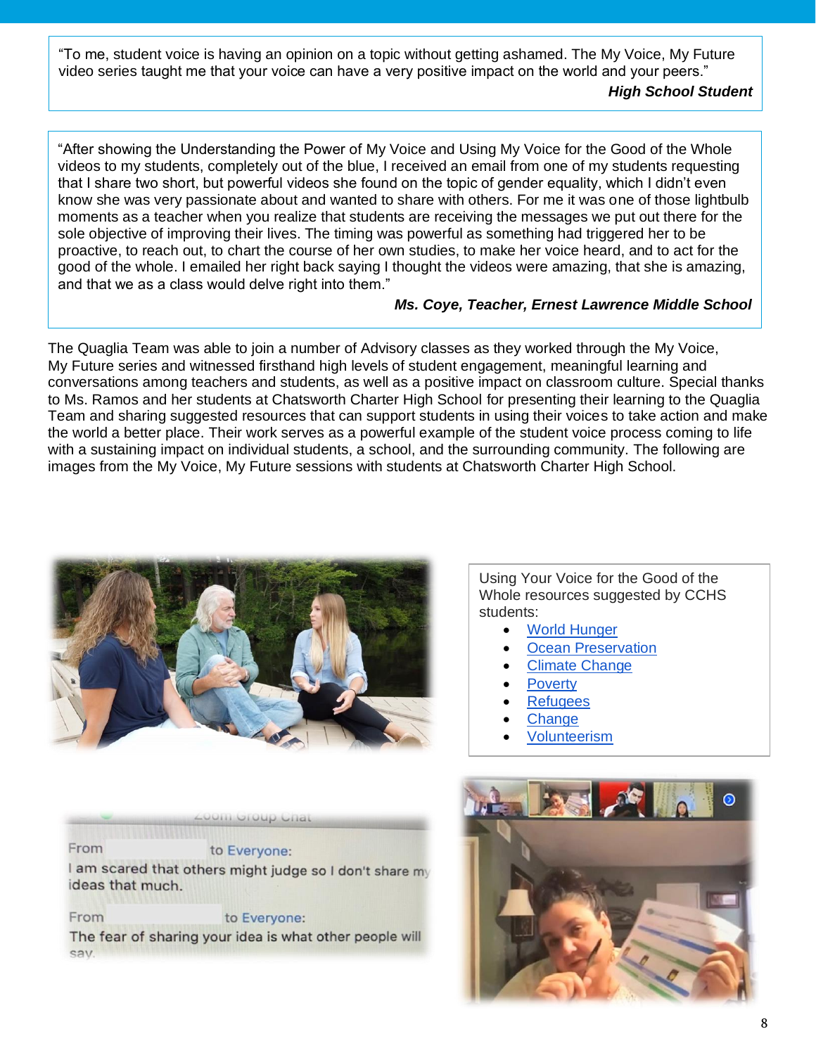"To me, student voice is having an opinion on a topic without getting ashamed. The My Voice, My Future video series taught me that your voice can have a very positive impact on the world and your peers."

***High School Student***

"After showing the Understanding the Power of My Voice and Using My Voice for the Good of the Whole videos to my students, completely out of the blue, I received an email from one of my students requesting that I share two short, but powerful videos she found on the topic of gender equality, which I didn't even know she was very passionate about and wanted to share with others. For me it was one of those lightbulb moments as a teacher when you realize that students are receiving the messages we put out there for the sole objective of improving their lives. The timing was powerful as something had triggered her to be proactive, to reach out, to chart the course of her own studies, to make her voice heard, and to act for the good of the whole. I emailed her right back saying I thought the videos were amazing, that she is amazing, and that we as a class would delve right into them."

***Ms. Coye, Teacher, Ernest Lawrence Middle School***

The Quaglia Team was able to join a number of Advisory classes as they worked through the My Voice, My Future series and witnessed firsthand high levels of student engagement, meaningful learning and conversations among teachers and students, as well as a positive impact on classroom culture. Special thanks to Ms. Ramos and her students at Chatsworth Charter High School for presenting their learning to the Quaglia Team and sharing suggested resources that can support students in using their voices to take action and make the world a better place. Their work serves as a powerful example of the student voice process coming to life with a sustaining impact on individual students, a school, and the surrounding community. The following are images from the My Voice, My Future sessions with students at Chatsworth Charter High School.

Using Your Voice for the Good of the Whole resources suggested by CCHS students:

- World Hunger
- Ocean Preservation
- Climate Change
- Poverty
- Refugees
- Change
- Volunteerism

Zoom Group Chat

From to Everyone:
I am scared that others might judge so I don't share my ideas that much.

From to Everyone:
The fear of sharing your idea is what other people will say.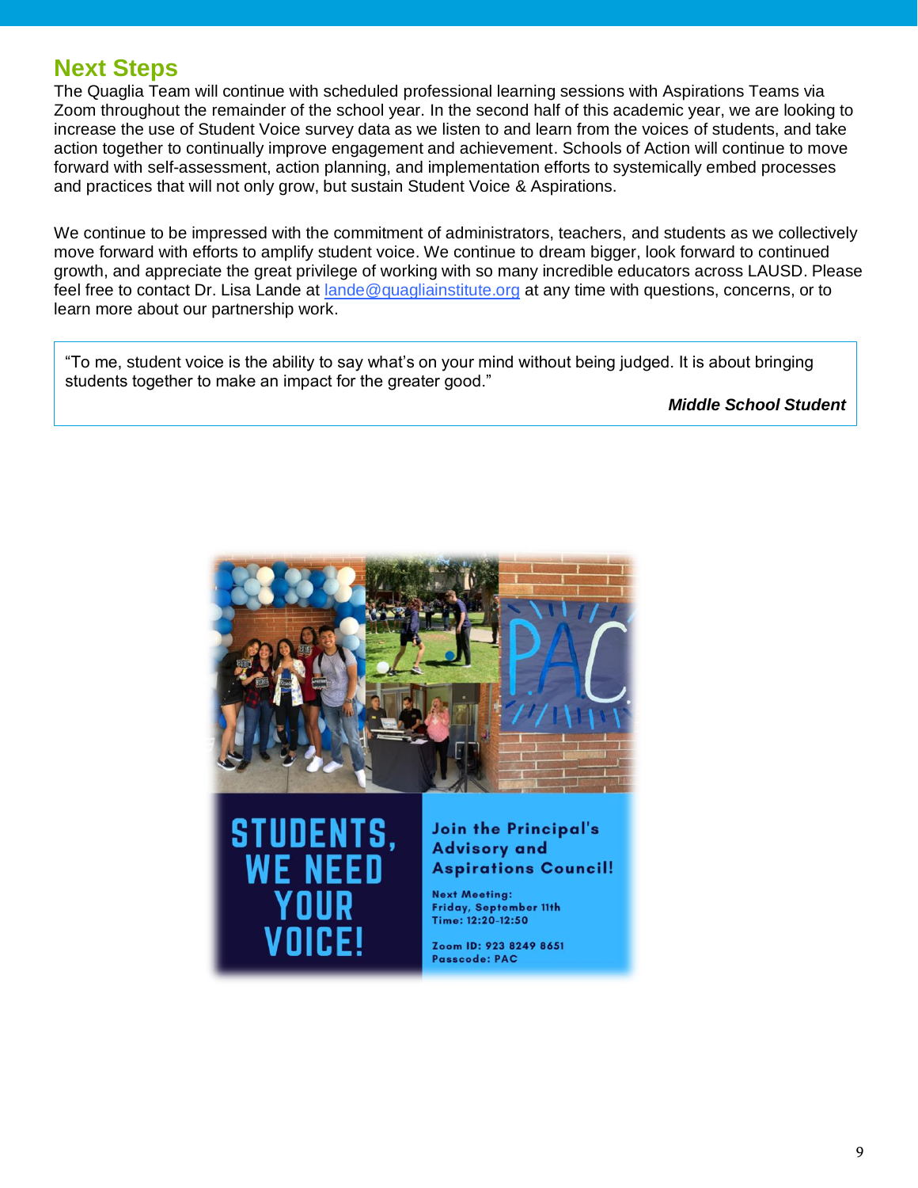## Next Steps

The Quaglia Team will continue with scheduled professional learning sessions with Aspirations Teams via Zoom throughout the remainder of the school year. In the second half of this academic year, we are looking to increase the use of Student Voice survey data as we listen to and learn from the voices of students, and take action together to continually improve engagement and achievement. Schools of Action will continue to move forward with self-assessment, action planning, and implementation efforts to systemically embed processes and practices that will not only grow, but sustain Student Voice & Aspirations.

We continue to be impressed with the commitment of administrators, teachers, and students as we collectively move forward with efforts to amplify student voice. We continue to dream bigger, look forward to continued growth, and appreciate the great privilege of working with so many incredible educators across LAUSD. Please feel free to contact Dr. Lisa Lande at lande@quagliainstitute.org at any time with questions, concerns, or to learn more about our partnership work.

> "To me, student voice is the ability to say what's on your mind without being judged. It is about bringing students together to make an impact for the greater good."
>
> ***Middle School Student***

STUDENTS, WE NEED YOUR VOICE!

Join the Principal's Advisory and Aspirations Council!

Next Meeting:
Friday, September 11th
Time: 12:20-12:50

Zoom ID: 923 8249 8651
Passcode: PAC